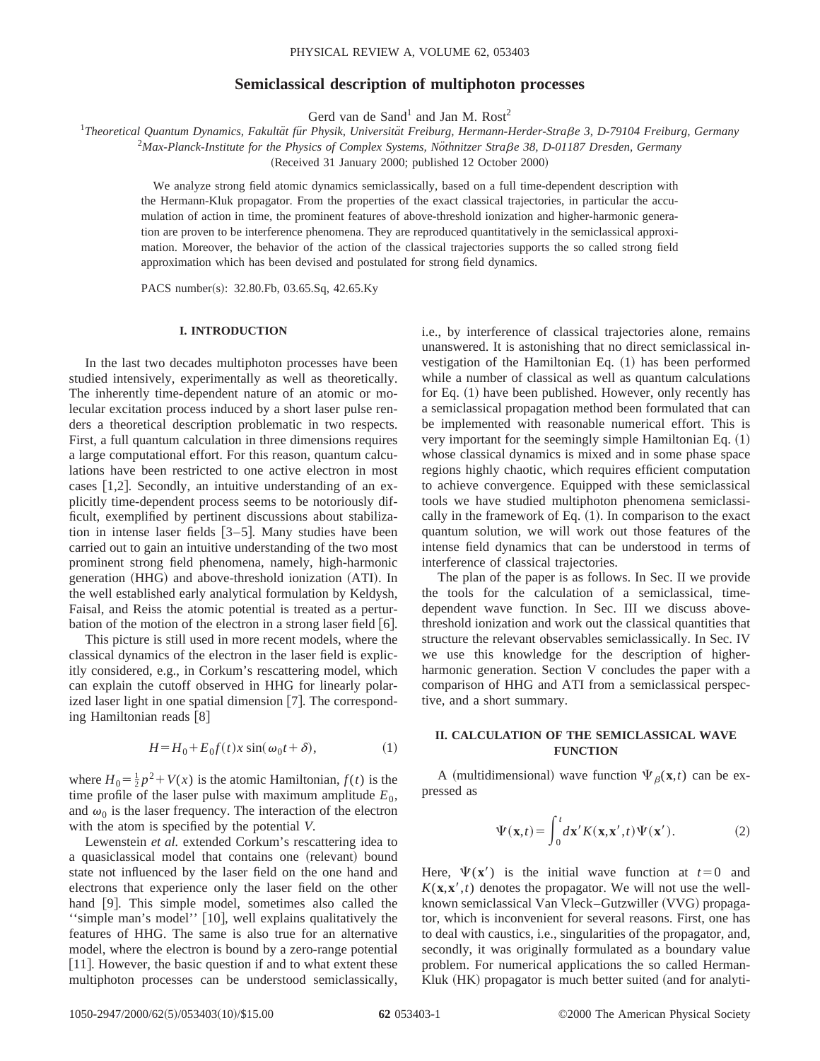# Semiclassical description of multiphoton processes

Gerd van de Sand[1] and Jan M. Rost[2]

[1]*Theoretical Quantum Dynamics, Fakultät für Physik, Universität Freiburg, Hermann-Herder-Straβe 3, D-79104 Freiburg, Germany*

[2]*Max-Planck-Institute for the Physics of Complex Systems, Nöthnitzer Straβe 38, D-01187 Dresden, Germany*

(Received 31 January 2000; published 12 October 2000)

We analyze strong field atomic dynamics semiclassically, based on a full time-dependent description with the Hermann-Kluk propagator. From the properties of the exact classical trajectories, in particular the accumulation of action in time, the prominent features of above-threshold ionization and higher-harmonic generation are proven to be interference phenomena. They are reproduced quantitatively in the semiclassical approximation. Moreover, the behavior of the action of the classical trajectories supports the so called strong field approximation which has been devised and postulated for strong field dynamics.

PACS number(s): 32.80.Fb, 03.65.Sq, 42.65.Ky

## I. INTRODUCTION

In the last two decades multiphoton processes have been studied intensively, experimentally as well as theoretically. The inherently time-dependent nature of an atomic or molecular excitation process induced by a short laser pulse renders a theoretical description problematic in two respects. First, a full quantum calculation in three dimensions requires a large computational effort. For this reason, quantum calculations have been restricted to one active electron in most cases [1,2]. Secondly, an intuitive understanding of an explicitly time-dependent process seems to be notoriously difficult, exemplified by pertinent discussions about stabilization in intense laser fields [3–5]. Many studies have been carried out to gain an intuitive understanding of the two most prominent strong field phenomena, namely, high-harmonic generation (HHG) and above-threshold ionization (ATI). In the well established early analytical formulation by Keldysh, Faisal, and Reiss the atomic potential is treated as a perturbation of the motion of the electron in a strong laser field [6].

This picture is still used in more recent models, where the classical dynamics of the electron in the laser field is explicitly considered, e.g., in Corkum's rescattering model, which can explain the cutoff observed in HHG for linearly polarized laser light in one spatial dimension [7]. The corresponding Hamiltonian reads [8]

$$H = H_0 + E_0 f(t) x \sin(\omega_0 t + \delta), \tag{1}$$

where $H_0 = \frac{1}{2}p^2 + V(x)$ is the atomic Hamiltonian, $f(t)$ is the time profile of the laser pulse with maximum amplitude $E_0$, and $\omega_0$ is the laser frequency. The interaction of the electron with the atom is specified by the potential $V$.

Lewenstein *et al.* extended Corkum's rescattering idea to a quasiclassical model that contains one (relevant) bound state not influenced by the laser field on the one hand and electrons that experience only the laser field on the other hand [9]. This simple model, sometimes also called the ''simple man's model'' [10], well explains qualitatively the features of HHG. The same is also true for an alternative model, where the electron is bound by a zero-range potential [11]. However, the basic question if and to what extent these multiphoton processes can be understood semiclassically, i.e., by interference of classical trajectories alone, remains unanswered. It is astonishing that no direct semiclassical investigation of the Hamiltonian Eq. (1) has been performed while a number of classical as well as quantum calculations for Eq. (1) have been published. However, only recently has a semiclassical propagation method been formulated that can be implemented with reasonable numerical effort. This is very important for the seemingly simple Hamiltonian Eq. (1) whose classical dynamics is mixed and in some phase space regions highly chaotic, which requires efficient computation to achieve convergence. Equipped with these semiclassical tools we have studied multiphoton phenomena semiclassically in the framework of Eq. (1). In comparison to the exact quantum solution, we will work out those features of the intense field dynamics that can be understood in terms of interference of classical trajectories.

The plan of the paper is as follows. In Sec. II we provide the tools for the calculation of a semiclassical, time-dependent wave function. In Sec. III we discuss above-threshold ionization and work out the classical quantities that structure the relevant observables semiclassically. In Sec. IV we use this knowledge for the description of higher-harmonic generation. Section V concludes the paper with a comparison of HHG and ATI from a semiclassical perspective, and a short summary.

## II. CALCULATION OF THE SEMICLASSICAL WAVE FUNCTION

A (multidimensional) wave function $\Psi_\beta(\mathbf{x},t)$ can be expressed as

$$\Psi(\mathbf{x},t) = \int_0^t d\mathbf{x}' K(\mathbf{x},\mathbf{x}',t)\Psi(\mathbf{x}'). \tag{2}$$

Here, $\Psi(\mathbf{x}')$ is the initial wave function at $t=0$ and $K(\mathbf{x},\mathbf{x}',t)$ denotes the propagator. We will not use the well-known semiclassical Van Vleck–Gutzwiller (VVG) propagator, which is inconvenient for several reasons. First, one has to deal with caustics, i.e., singularities of the propagator, and, secondly, it was originally formulated as a boundary value problem. For numerical applications the so called Herman-Kluk (HK) propagator is much better suited (and for analyti-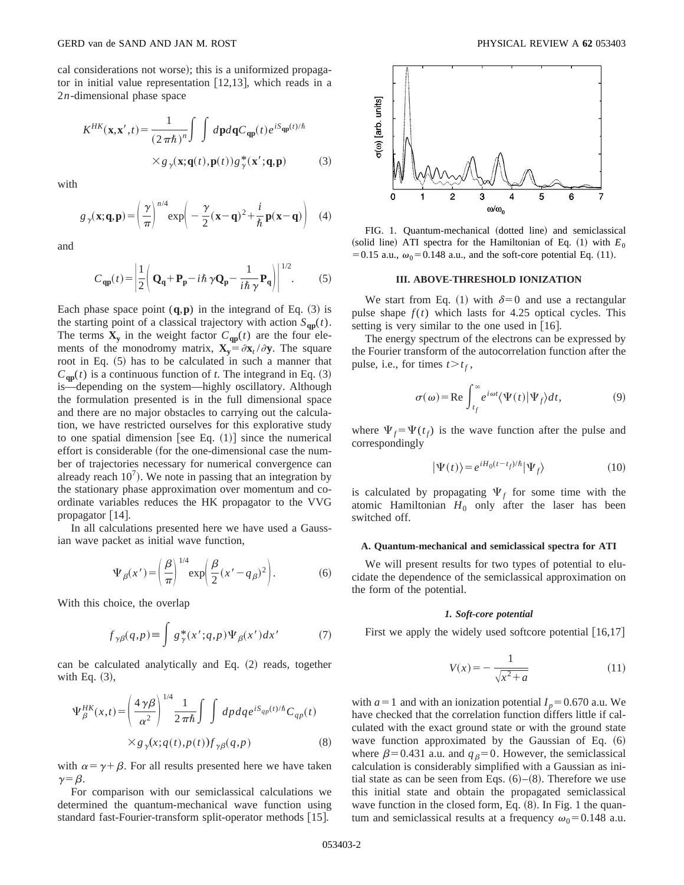cal considerations not worse); this is a uniformized propagator in initial value representation [12,13], which reads in a $2n$-dimensional phase space

$$K^{HK}(\mathbf{x},\mathbf{x}',t)=\frac{1}{(2\pi\hbar)^n}\int\int d\mathbf{p}d\mathbf{q}C_{\mathbf{qp}}(t)e^{iS_{\mathbf{qp}}(t)/\hbar}\times g_\gamma(\mathbf{x};\mathbf{q}(t),\mathbf{p}(t))g_\gamma^*(\mathbf{x}';\mathbf{q},\mathbf{p}) \quad (3)$$

with

$$g_\gamma(\mathbf{x};\mathbf{q},\mathbf{p})=\left(\frac{\gamma}{\pi}\right)^{n/4}\exp\left(-\frac{\gamma}{2}(\mathbf{x}-\mathbf{q})^2+\frac{i}{\hbar}\mathbf{p}(\mathbf{x}-\mathbf{q})\right) \quad (4)$$

and

$$C_{\mathbf{qp}}(t)=\left|\frac{1}{2}\left(\mathbf{Q_q}+\mathbf{P_p}-i\hbar\gamma\mathbf{Q_p}-\frac{1}{i\hbar\gamma}\mathbf{P_q}\right)\right|^{1/2}. \quad (5)$$

Each phase space point $(\mathbf{q},\mathbf{p})$ in the integrand of Eq. (3) is the starting point of a classical trajectory with action $S_{\mathbf{qp}}(t)$. The terms $\mathbf{X_y}$ in the weight factor $C_{\mathbf{qp}}(t)$ are the four elements of the monodromy matrix, $\mathbf{X_y}=\partial\mathbf{x}_t/\partial\mathbf{y}$. The square root in Eq. (5) has to be calculated in such a manner that $C_{\mathbf{qp}}(t)$ is a continuous function of $t$. The integrand in Eq. (3) is—depending on the system—highly oscillatory. Although the formulation presented is in the full dimensional space and there are no major obstacles to carrying out the calculation, we have restricted ourselves for this explorative study to one spatial dimension [see Eq. (1)] since the numerical effort is considerable (for the one-dimensional case the number of trajectories necessary for numerical convergence can already reach $10^7$). We note in passing that an integration by the stationary phase approximation over momentum and coordinate variables reduces the HK propagator to the VVG propagator [14].

In all calculations presented here we have used a Gaussian wave packet as initial wave function,

$$\Psi_\beta(x')=\left(\frac{\beta}{\pi}\right)^{1/4}\exp\left(\frac{\beta}{2}(x'-q_\beta)^2\right). \quad (6)$$

With this choice, the overlap

$$f_{\gamma\beta}(q,p)\equiv\int g_\gamma^*(x';q,p)\Psi_\beta(x')dx' \quad (7)$$

can be calculated analytically and Eq. (2) reads, together with Eq. (3),

$$\Psi_\beta^{HK}(x,t)=\left(\frac{4\gamma\beta}{\alpha^2}\right)^{1/4}\frac{1}{2\pi\hbar}\int\int dpdq e^{iS_{qp}(t)/\hbar}C_{qp}(t)\times g_\gamma(x;q(t),p(t))f_{\gamma\beta}(q,p) \quad (8)$$

with $\alpha=\gamma+\beta$. For all results presented here we have taken $\gamma=\beta$.

For comparison with our semiclassical calculations we determined the quantum-mechanical wave function using standard fast-Fourier-transform split-operator methods [15].

FIG. 1. Quantum-mechanical (dotted line) and semiclassical (solid line) ATI spectra for the Hamiltonian of Eq. (1) with $E_0=0.15$ a.u., $\omega_0=0.148$ a.u., and the soft-core potential Eq. (11).

## III. ABOVE-THRESHOLD IONIZATION

We start from Eq. (1) with $\delta=0$ and use a rectangular pulse shape $f(t)$ which lasts for 4.25 optical cycles. This setting is very similar to the one used in [16].

The energy spectrum of the electrons can be expressed by the Fourier transform of the autocorrelation function after the pulse, i.e., for times $t>t_f$,

$$\sigma(\omega)=\mathrm{Re}\int_{t_f}^{\infty}e^{i\omega t}\langle\Psi(t)|\Psi_f\rangle dt, \quad (9)$$

where $\Psi_f=\Psi(t_f)$ is the wave function after the pulse and correspondingly

$$|\Psi(t)\rangle=e^{iH_0(t-t_f)/\hbar}|\Psi_f\rangle \quad (10)$$

is calculated by propagating $\Psi_f$ for some time with the atomic Hamiltonian $H_0$ only after the laser has been switched off.

### A. Quantum-mechanical and semiclassical spectra for ATI

We will present results for two types of potential to elucidate the dependence of the semiclassical approximation on the form of the potential.

#### *1. Soft-core potential*

First we apply the widely used softcore potential [16,17]

$$V(x)=-\frac{1}{\sqrt{x^2+a}} \quad (11)$$

with $a=1$ and with an ionization potential $I_p=0.670$ a.u. We have checked that the correlation function differs little if calculated with the exact ground state or with the ground state wave function approximated by the Gaussian of Eq. (6) where $\beta=0.431$ a.u. and $q_\beta=0$. However, the semiclassical calculation is considerably simplified with a Gaussian as initial state as can be seen from Eqs. (6)–(8). Therefore we use this initial state and obtain the propagated semiclassical wave function in the closed form, Eq. (8). In Fig. 1 the quantum and semiclassical results at a frequency $\omega_0=0.148$ a.u.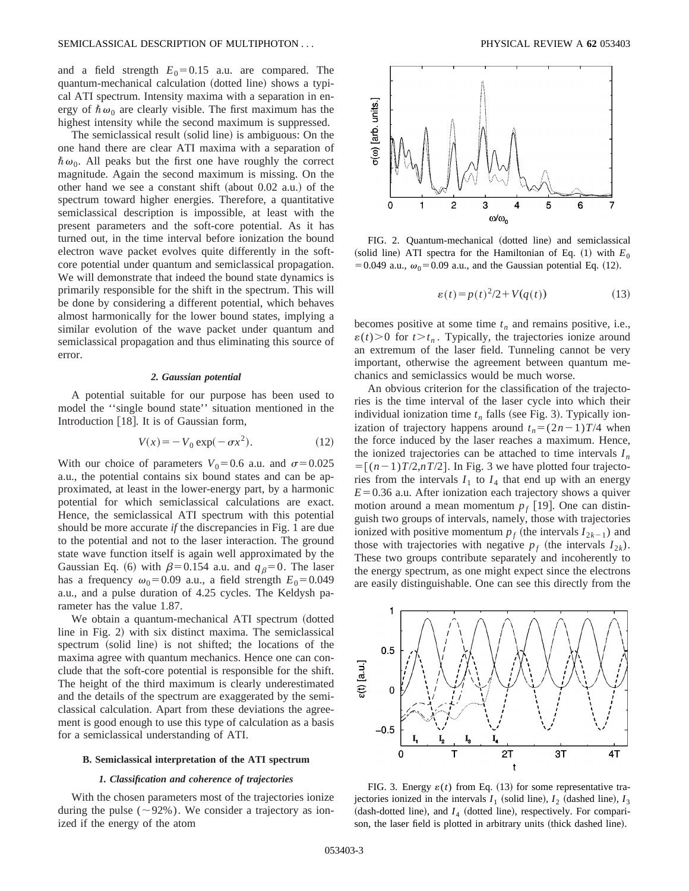and a field strength $E_0 = 0.15$ a.u. are compared. The quantum-mechanical calculation (dotted line) shows a typical ATI spectrum. Intensity maxima with a separation in energy of $\hbar\omega_0$ are clearly visible. The first maximum has the highest intensity while the second maximum is suppressed.

The semiclassical result (solid line) is ambiguous: On the one hand there are clear ATI maxima with a separation of $\hbar\omega_0$. All peaks but the first one have roughly the correct magnitude. Again the second maximum is missing. On the other hand we see a constant shift (about 0.02 a.u.) of the spectrum toward higher energies. Therefore, a quantitative semiclassical description is impossible, at least with the present parameters and the soft-core potential. As it has turned out, in the time interval before ionization the bound electron wave packet evolves quite differently in the soft-core potential under quantum and semiclassical propagation. We will demonstrate that indeed the bound state dynamics is primarily responsible for the shift in the spectrum. This will be done by considering a different potential, which behaves almost harmonically for the lower bound states, implying a similar evolution of the wave packet under quantum and semiclassical propagation and thus eliminating this source of error.

#### *2. Gaussian potential*

A potential suitable for our purpose has been used to model the ''single bound state'' situation mentioned in the Introduction [18]. It is of Gaussian form,

$$V(x) = -V_0 \exp(-\sigma x^2). \tag{12}$$

With our choice of parameters $V_0 = 0.6$ a.u. and $\sigma = 0.025$ a.u., the potential contains six bound states and can be approximated, at least in the lower-energy part, by a harmonic potential for which semiclassical calculations are exact. Hence, the semiclassical ATI spectrum with this potential should be more accurate *if* the discrepancies in Fig. 1 are due to the potential and not to the laser interaction. The ground state wave function itself is again well approximated by the Gaussian Eq. (6) with $\beta = 0.154$ a.u. and $q_\beta = 0$. The laser has a frequency $\omega_0 = 0.09$ a.u., a field strength $E_0 = 0.049$ a.u., and a pulse duration of 4.25 cycles. The Keldysh parameter has the value 1.87.

We obtain a quantum-mechanical ATI spectrum (dotted line in Fig. 2) with six distinct maxima. The semiclassical spectrum (solid line) is not shifted; the locations of the maxima agree with quantum mechanics. Hence one can conclude that the soft-core potential is responsible for the shift. The height of the third maximum is clearly underestimated and the details of the spectrum are exaggerated by the semiclassical calculation. Apart from these deviations the agreement is good enough to use this type of calculation as a basis for a semiclassical understanding of ATI.

### B. Semiclassical interpretation of the ATI spectrum

#### *1. Classification and coherence of trajectories*

With the chosen parameters most of the trajectories ionize during the pulse ($\sim 92\%$). We consider a trajectory as ionized if the energy of the atom

FIG. 2. Quantum-mechanical (dotted line) and semiclassical (solid line) ATI spectra for the Hamiltonian of Eq. (1) with $E_0 = 0.049$ a.u., $\omega_0 = 0.09$ a.u., and the Gaussian potential Eq. (12).

$$\varepsilon(t) = p(t)^2/2 + V(q(t)) \tag{13}$$

becomes positive at some time $t_n$ and remains positive, i.e., $\varepsilon(t) > 0$ for $t > t_n$. Typically, the trajectories ionize around an extremum of the laser field. Tunneling cannot be very important, otherwise the agreement between quantum mechanics and semiclassics would be much worse.

An obvious criterion for the classification of the trajectories is the time interval of the laser cycle into which their individual ionization time $t_n$ falls (see Fig. 3). Typically ionization of trajectory happens around $t_n = (2n-1)T/4$ when the force induced by the laser reaches a maximum. Hence, the ionized trajectories can be attached to time intervals $I_n = [(n-1)T/2, nT/2]$. In Fig. 3 we have plotted four trajectories from the intervals $I_1$ to $I_4$ that end up with an energy $E = 0.36$ a.u. After ionization each trajectory shows a quiver motion around a mean momentum $p_f$ [19]. One can distinguish two groups of intervals, namely, those with trajectories ionized with positive momentum $p_f$ (the intervals $I_{2k-1}$) and those with trajectories with negative $p_f$ (the intervals $I_{2k}$). These two groups contribute separately and incoherently to the energy spectrum, as one might expect since the electrons are easily distinguishable. One can see this directly from the

FIG. 3. Energy $\varepsilon(t)$ from Eq. (13) for some representative trajectories ionized in the intervals $I_1$ (solid line), $I_2$ (dashed line), $I_3$ (dash-dotted line), and $I_4$ (dotted line), respectively. For comparison, the laser field is plotted in arbitrary units (thick dashed line).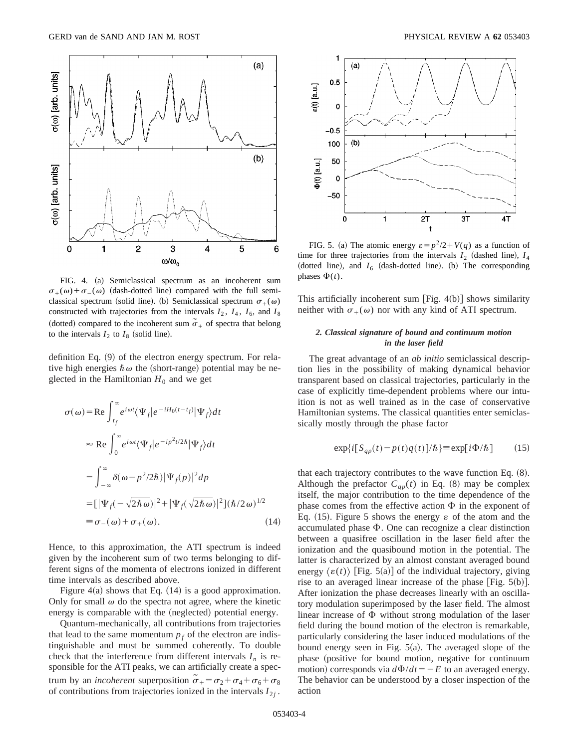FIG. 4. (a) Semiclassical spectrum as an incoherent sum $\sigma_+(\omega)+\sigma_-(\omega)$ (dash-dotted line) compared with the full semiclassical spectrum (solid line). (b) Semiclassical spectrum $\sigma_+(\omega)$ constructed with trajectories from the intervals $I_2$, $I_4$, $I_6$, and $I_8$ (dotted) compared to the incoherent sum $\tilde{\sigma}_+$ of spectra that belong to the intervals $I_2$ to $I_8$ (solid line).

definition Eq. (9) of the electron energy spectrum. For relative high energies $\hbar\omega$ the (short-range) potential may be neglected in the Hamiltonian $H_0$ and we get

$$
\begin{aligned}
\sigma(\omega) &= \mathrm{Re}\int_{t_f}^{\infty} e^{i\omega t}\langle \Psi_f | e^{-iH_0(t-t_f)} | \Psi_f \rangle dt \\
&\approx \mathrm{Re}\int_{0}^{\infty} e^{i\omega t}\langle \Psi_f | e^{-ip^2 t/2\hbar} | \Psi_f \rangle dt \\
&= \int_{-\infty}^{\infty} \delta(\omega - p^2/2\hbar)|\Psi_f(p)|^2 dp \\
&= [|\Psi_f(-\sqrt{2\hbar\omega})|^2 + |\Psi_f(\sqrt{2\hbar\omega})|^2](\hbar/2\omega)^{1/2} \\
&\equiv \sigma_-(\omega) + \sigma_+(\omega).
\end{aligned}
\tag{14}
$$

Hence, to this approximation, the ATI spectrum is indeed given by the incoherent sum of two terms belonging to different signs of the momenta of electrons ionized in different time intervals as described above.

Figure 4(a) shows that Eq. (14) is a good approximation. Only for small $\omega$ do the spectra not agree, where the kinetic energy is comparable with the (neglected) potential energy.

Quantum-mechanically, all contributions from trajectories that lead to the same momentum $p_f$ of the electron are indistinguishable and must be summed coherently. To double check that the interference from different intervals $I_n$ is responsible for the ATI peaks, we can artificially create a spectrum by an *incoherent* superposition $\tilde{\sigma}_+ = \sigma_2 + \sigma_4 + \sigma_6 + \sigma_8$ of contributions from trajectories ionized in the intervals $I_{2j}$.

FIG. 5. (a) The atomic energy $\varepsilon = p^2/2 + V(q)$ as a function of time for three trajectories from the intervals $I_2$ (dashed line), $I_4$ (dotted line), and $I_6$ (dash-dotted line). (b) The corresponding phases $\Phi(t)$.

This artificially incoherent sum [Fig. 4(b)] shows similarity neither with $\sigma_+(\omega)$ nor with any kind of ATI spectrum.

#### *2. Classical signature of bound and continuum motion in the laser field*

The great advantage of an *ab initio* semiclassical description lies in the possibility of making dynamical behavior transparent based on classical trajectories, particularly in the case of explicitly time-dependent problems where our intuition is not as well trained as in the case of conservative Hamiltonian systems. The classical quantities enter semiclassically mostly through the phase factor

$$
\exp\{i[S_{qp}(t) - p(t)q(t)]/\hbar\} \equiv \exp[i\Phi/\hbar] \tag{15}
$$

that each trajectory contributes to the wave function Eq. (8). Although the prefactor $C_{qp}(t)$ in Eq. (8) may be complex itself, the major contribution to the time dependence of the phase comes from the effective action $\Phi$ in the exponent of Eq. (15). Figure 5 shows the energy $\varepsilon$ of the atom and the accumulated phase $\Phi$. One can recognize a clear distinction between a quasifree oscillation in the laser field after the ionization and the quasibound motion in the potential. The latter is characterized by an almost constant averaged bound energy $\langle \varepsilon(t) \rangle$ [Fig. 5(a)] of the individual trajectory, giving rise to an averaged linear increase of the phase [Fig. 5(b)]. After ionization the phase decreases linearly with an oscillatory modulation superimposed by the laser field. The almost linear increase of $\Phi$ without strong modulation of the laser field during the bound motion of the electron is remarkable, particularly considering the laser induced modulations of the bound energy seen in Fig. 5(a). The averaged slope of the phase (positive for bound motion, negative for continuum motion) corresponds via $d\Phi/dt = -E$ to an averaged energy. The behavior can be understood by a closer inspection of the action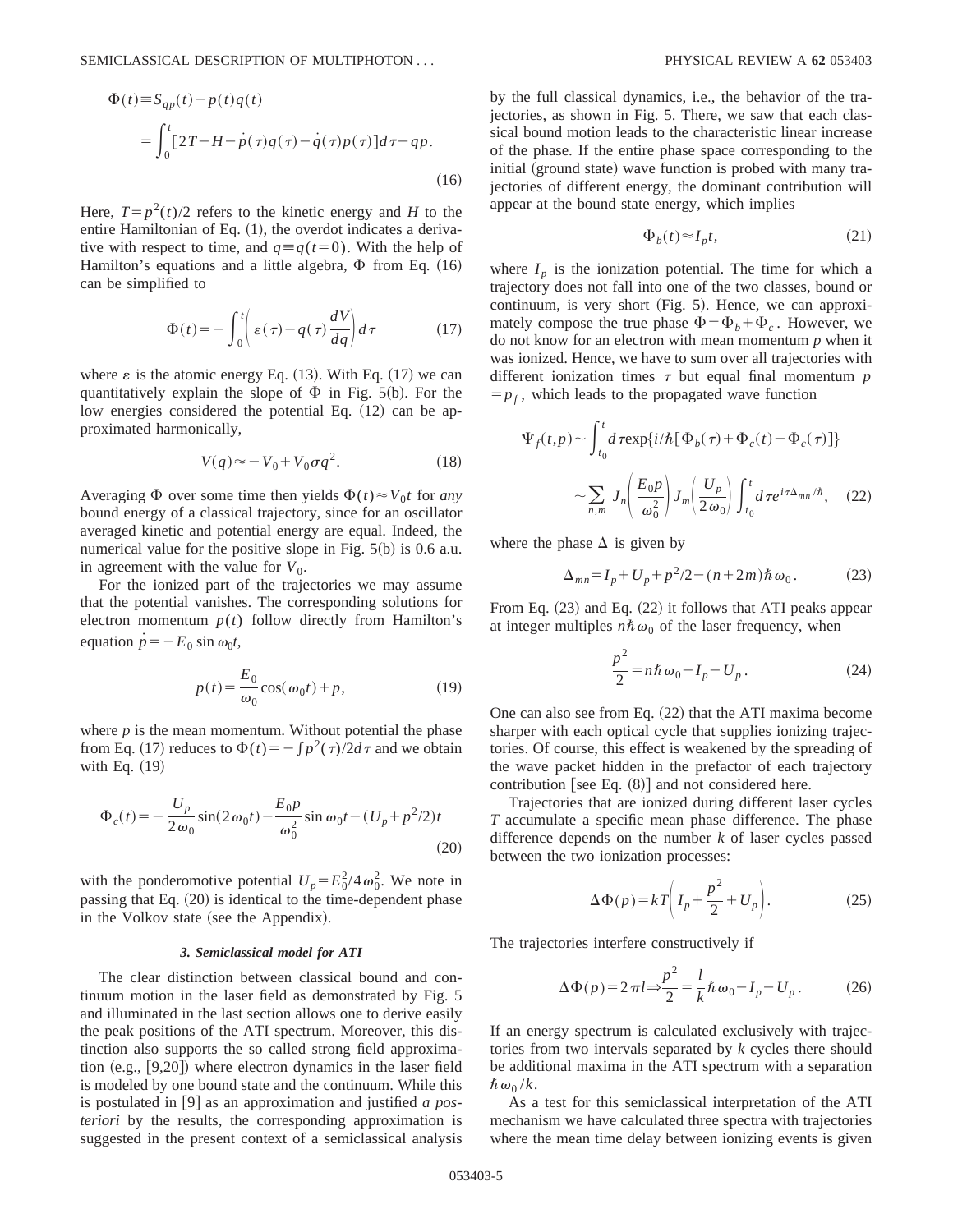$$\Phi(t) \equiv S_{qp}(t) - p(t)q(t)$$
$$= \int_0^t [2T - H - \dot{p}(\tau)q(\tau) - \dot{q}(\tau)p(\tau)]d\tau - qp. \tag{16}$$

Here, $T = p^2(t)/2$ refers to the kinetic energy and $H$ to the entire Hamiltonian of Eq. (1), the overdot indicates a derivative with respect to time, and $q \equiv q(t=0)$. With the help of Hamilton's equations and a little algebra, $\Phi$ from Eq. (16) can be simplified to

$$\Phi(t) = -\int_0^t \left( \varepsilon(\tau) - q(\tau)\frac{dV}{dq} \right) d\tau \tag{17}$$

where $\varepsilon$ is the atomic energy Eq. (13). With Eq. (17) we can quantitatively explain the slope of $\Phi$ in Fig. 5(b). For the low energies considered the potential Eq. (12) can be approximated harmonically,

$$V(q) \approx -V_0 + V_0 \sigma q^2. \tag{18}$$

Averaging $\Phi$ over some time then yields $\Phi(t) \approx V_0 t$ for *any* bound energy of a classical trajectory, since for an oscillator averaged kinetic and potential energy are equal. Indeed, the numerical value for the positive slope in Fig. 5(b) is 0.6 a.u. in agreement with the value for $V_0$.

For the ionized part of the trajectories we may assume that the potential vanishes. The corresponding solutions for electron momentum $p(t)$ follow directly from Hamilton's equation $\dot{p} = -E_0 \sin \omega_0 t$,

$$p(t) = \frac{E_0}{\omega_0}\cos(\omega_0 t) + p, \tag{19}$$

where $p$ is the mean momentum. Without potential the phase from Eq. (17) reduces to $\Phi(t) = -\int p^2(\tau)/2 d\tau$ and we obtain with Eq. (19)

$$\Phi_c(t) = -\frac{U_p}{2\omega_0}\sin(2\omega_0 t) - \frac{E_0 p}{\omega_0^2}\sin \omega_0 t - (U_p + p^2/2)t \tag{20}$$

with the ponderomotive potential $U_p = E_0^2/4\omega_0^2$. We note in passing that Eq. (20) is identical to the time-dependent phase in the Volkov state (see the Appendix).

### 3. Semiclassical model for ATI

The clear distinction between classical bound and continuum motion in the laser field as demonstrated by Fig. 5 and illuminated in the last section allows one to derive easily the peak positions of the ATI spectrum. Moreover, this distinction also supports the so called strong field approximation (e.g., [9,20]) where electron dynamics in the laser field is modeled by one bound state and the continuum. While this is postulated in [9] as an approximation and justified *a posteriori* by the results, the corresponding approximation is suggested in the present context of a semiclassical analysis by the full classical dynamics, i.e., the behavior of the trajectories, as shown in Fig. 5. There, we saw that each classical bound motion leads to the characteristic linear increase of the phase. If the entire phase space corresponding to the initial (ground state) wave function is probed with many trajectories of different energy, the dominant contribution will appear at the bound state energy, which implies

$$\Phi_b(t) \approx I_p t, \tag{21}$$

where $I_p$ is the ionization potential. The time for which a trajectory does not fall into one of the two classes, bound or continuum, is very short (Fig. 5). Hence, we can approximately compose the true phase $\Phi = \Phi_b + \Phi_c$. However, we do not know for an electron with mean momentum $p$ when it was ionized. Hence, we have to sum over all trajectories with different ionization times $\tau$ but equal final momentum $p = p_f$, which leads to the propagated wave function

$$\Psi_f(t,p) \sim \int_{t_0}^t d\tau \exp\{i/\hbar[\Phi_b(\tau) + \Phi_c(t) - \Phi_c(\tau)]\}$$
$$\sim \sum_{n,m} J_n\left(\frac{E_0 p}{\omega_0^2}\right) J_m\left(\frac{U_p}{2\omega_0}\right) \int_{t_0}^t d\tau e^{i\tau\Delta_{mn}/\hbar}, \tag{22}$$

where the phase $\Delta$ is given by

$$\Delta_{mn} = I_p + U_p + p^2/2 - (n+2m)\hbar\omega_0. \tag{23}$$

From Eq. (23) and Eq. (22) it follows that ATI peaks appear at integer multiples $n\hbar\omega_0$ of the laser frequency, when

$$\frac{p^2}{2} = n\hbar\omega_0 - I_p - U_p. \tag{24}$$

One can also see from Eq. (22) that the ATI maxima become sharper with each optical cycle that supplies ionizing trajectories. Of course, this effect is weakened by the spreading of the wave packet hidden in the prefactor of each trajectory contribution [see Eq. (8)] and not considered here.

Trajectories that are ionized during different laser cycles $T$ accumulate a specific mean phase difference. The phase difference depends on the number $k$ of laser cycles passed between the two ionization processes:

$$\Delta\Phi(p) = kT\left(I_p + \frac{p^2}{2} + U_p\right). \tag{25}$$

The trajectories interfere constructively if

$$\Delta\Phi(p) = 2\pi l \Rightarrow \frac{p^2}{2} = \frac{l}{k}\hbar\omega_0 - I_p - U_p. \tag{26}$$

If an energy spectrum is calculated exclusively with trajectories from two intervals separated by $k$ cycles there should be additional maxima in the ATI spectrum with a separation $\hbar\omega_0/k$.

As a test for this semiclassical interpretation of the ATI mechanism we have calculated three spectra with trajectories where the mean time delay between ionizing events is given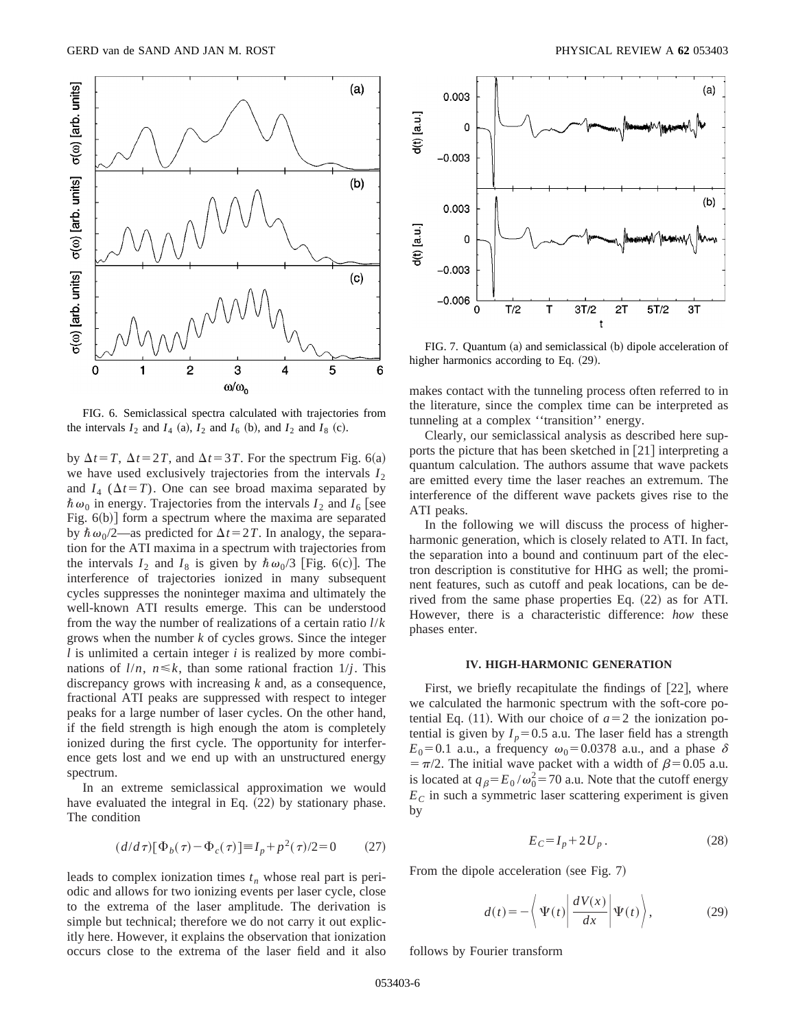FIG. 6. Semiclassical spectra calculated with trajectories from the intervals $I_2$ and $I_4$ (a), $I_2$ and $I_6$ (b), and $I_2$ and $I_8$ (c).

by $\Delta t = T$, $\Delta t = 2T$, and $\Delta t = 3T$. For the spectrum Fig. 6(a) we have used exclusively trajectories from the intervals $I_2$ and $I_4$ ($\Delta t = T$). One can see broad maxima separated by $\hbar\omega_0$ in energy. Trajectories from the intervals $I_2$ and $I_6$ [see Fig. 6(b)] form a spectrum where the maxima are separated by $\hbar\omega_0/2$—as predicted for $\Delta t = 2T$. In analogy, the separation for the ATI maxima in a spectrum with trajectories from the intervals $I_2$ and $I_8$ is given by $\hbar\omega_0/3$ [Fig. 6(c)]. The interference of trajectories ionized in many subsequent cycles suppresses the noninteger maxima and ultimately the well-known ATI results emerge. This can be understood from the way the number of realizations of a certain ratio $l/k$ grows when the number $k$ of cycles grows. Since the integer $l$ is unlimited a certain integer $i$ is realized by more combinations of $l/n$, $n \leq k$, than some rational fraction $1/j$. This discrepancy grows with increasing $k$ and, as a consequence, fractional ATI peaks are suppressed with respect to integer peaks for a large number of laser cycles. On the other hand, if the field strength is high enough the atom is completely ionized during the first cycle. The opportunity for interference gets lost and we end up with an unstructured energy spectrum.

In an extreme semiclassical approximation we would have evaluated the integral in Eq. (22) by stationary phase. The condition

$$(d/d\tau)[\Phi_b(\tau) - \Phi_c(\tau)] \equiv I_p + p^2(\tau)/2 = 0 \qquad (27)$$

leads to complex ionization times $t_n$ whose real part is periodic and allows for two ionizing events per laser cycle, close to the extrema of the laser amplitude. The derivation is simple but technical; therefore we do not carry it out explicitly here. However, it explains the observation that ionization occurs close to the extrema of the laser field and it also makes contact with the tunneling process often referred to in the literature, since the complex time can be interpreted as tunneling at a complex "transition" energy.

FIG. 7. Quantum (a) and semiclassical (b) dipole acceleration of higher harmonics according to Eq. (29).

Clearly, our semiclassical analysis as described here supports the picture that has been sketched in [21] interpreting a quantum calculation. The authors assume that wave packets are emitted every time the laser reaches an extremum. The interference of the different wave packets gives rise to the ATI peaks.

In the following we will discuss the process of higher-harmonic generation, which is closely related to ATI. In fact, the separation into a bound and continuum part of the electron description is constitutive for HHG as well; the prominent features, such as cutoff and peak locations, can be derived from the same phase properties Eq. (22) as for ATI. However, there is a characteristic difference: *how* these phases enter.

## IV. HIGH-HARMONIC GENERATION

First, we briefly recapitulate the findings of [22], where we calculated the harmonic spectrum with the soft-core potential Eq. (11). With our choice of $a = 2$ the ionization potential is given by $I_p = 0.5$ a.u. The laser field has a strength $E_0 = 0.1$ a.u., a frequency $\omega_0 = 0.0378$ a.u., and a phase $\delta = \pi/2$. The initial wave packet with a width of $\beta = 0.05$ a.u. is located at $q_\beta = E_0/\omega_0^2 = 70$ a.u. Note that the cutoff energy $E_C$ in such a symmetric laser scattering experiment is given by

$$E_C = I_p + 2U_p. \qquad (28)$$

From the dipole acceleration (see Fig. 7)

$$d(t) = -\left\langle \Psi(t) \left| \frac{dV(x)}{dx} \right| \Psi(t) \right\rangle, \qquad (29)$$

follows by Fourier transform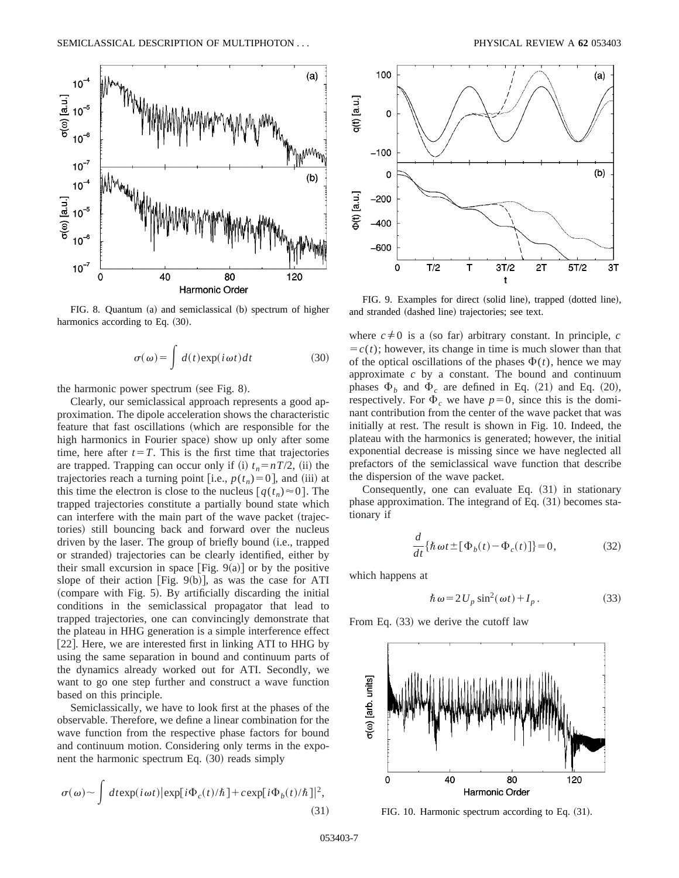FIG. 8. Quantum (a) and semiclassical (b) spectrum of higher harmonics according to Eq. (30).

$$\sigma(\omega) = \int d(t)\exp(i\omega t)dt \tag{30}$$

the harmonic power spectrum (see Fig. 8).

Clearly, our semiclassical approach represents a good approximation. The dipole acceleration shows the characteristic feature that fast oscillations (which are responsible for the high harmonics in Fourier space) show up only after some time, here after $t = T$. This is the first time that trajectories are trapped. Trapping can occur only if (i) $t_n = nT/2$, (ii) the trajectories reach a turning point [i.e., $p(t_n) = 0$], and (iii) at this time the electron is close to the nucleus [$q(t_n) \approx 0$]. The trapped trajectories constitute a partially bound state which can interfere with the main part of the wave packet (trajectories) still bouncing back and forward over the nucleus driven by the laser. The group of briefly bound (i.e., trapped or stranded) trajectories can be clearly identified, either by their small excursion in space [Fig. 9(a)] or by the positive slope of their action [Fig. 9(b)], as was the case for ATI (compare with Fig. 5). By artificially discarding the initial conditions in the semiclassical propagator that lead to trapped trajectories, one can convincingly demonstrate that the plateau in HHG generation is a simple interference effect [22]. Here, we are interested first in linking ATI to HHG by using the same separation in bound and continuum parts of the dynamics already worked out for ATI. Secondly, we want to go one step further and construct a wave function based on this principle.

Semiclassically, we have to look first at the phases of the observable. Therefore, we define a linear combination for the wave function from the respective phase factors for bound and continuum motion. Considering only terms in the exponent the harmonic spectrum Eq. (30) reads simply

$$\sigma(\omega) \sim \int dt \exp(i\omega t)|\exp[i\Phi_c(t)/\hbar] + c\exp[i\Phi_b(t)/\hbar]|^2, \tag{31}$$

FIG. 9. Examples for direct (solid line), trapped (dotted line), and stranded (dashed line) trajectories; see text.

where $c \neq 0$ is a (so far) arbitrary constant. In principle, $c = c(t)$; however, its change in time is much slower than that of the optical oscillations of the phases $\Phi(t)$, hence we may approximate $c$ by a constant. The bound and continuum phases $\Phi_b$ and $\Phi_c$ are defined in Eq. (21) and Eq. (20), respectively. For $\Phi_c$ we have $p = 0$, since this is the dominant contribution from the center of the wave packet that was initially at rest. The result is shown in Fig. 10. Indeed, the plateau with the harmonics is generated; however, the initial exponential decrease is missing since we have neglected all prefactors of the semiclassical wave function that describe the dispersion of the wave packet.

Consequently, one can evaluate Eq. (31) in stationary phase approximation. The integrand of Eq. (31) becomes stationary if

$$\frac{d}{dt}\{\hbar\omega t \pm [\Phi_b(t) - \Phi_c(t)]\} = 0, \tag{32}$$

which happens at

$$\hbar\omega = 2U_p \sin^2(\omega t) + I_p. \tag{33}$$

From Eq. (33) we derive the cutoff law

FIG. 10. Harmonic spectrum according to Eq. (31).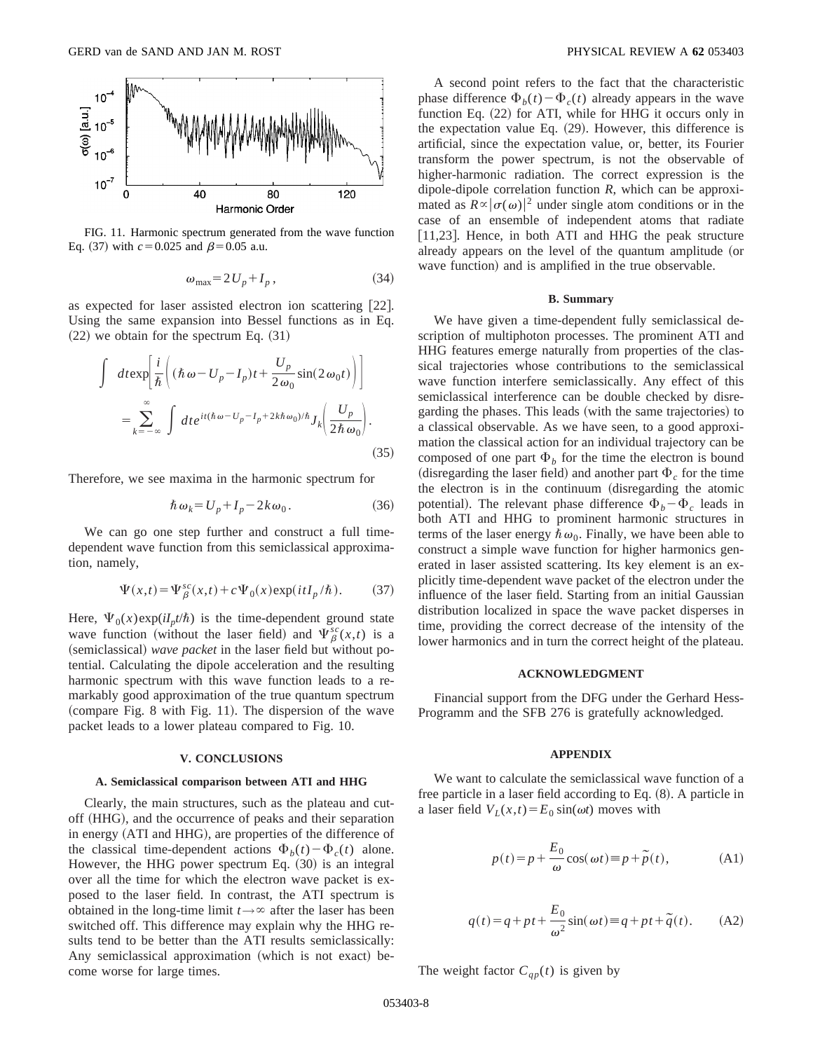FIG. 11. Harmonic spectrum generated from the wave function Eq. (37) with $c=0.025$ and $\beta=0.05$ a.u.

$$\omega_{\max}=2U_p+I_p, \tag{34}$$

as expected for laser assisted electron ion scattering [22]. Using the same expansion into Bessel functions as in Eq. (22) we obtain for the spectrum Eq. (31)

$$\int dt \exp\left[\frac{i}{\hbar}\left((\hbar\omega-U_p-I_p)t+\frac{U_p}{2\omega_0}\sin(2\omega_0 t)\right)\right]$$
$$=\sum_{k=-\infty}^{\infty}\int dt e^{it(\hbar\omega-U_p-I_p+2k\hbar\omega_0)/\hbar}J_k\left(\frac{U_p}{2\hbar\omega_0}\right). \tag{35}$$

Therefore, we see maxima in the harmonic spectrum for

$$\hbar\omega_k=U_p+I_p-2k\omega_0. \tag{36}$$

We can go one step further and construct a full time-dependent wave function from this semiclassical approximation, namely,

$$\Psi(x,t)=\Psi_\beta^{sc}(x,t)+c\Psi_0(x)\exp(itI_p/\hbar). \tag{37}$$

Here, $\Psi_0(x)\exp(iI_p t/\hbar)$ is the time-dependent ground state wave function (without the laser field) and $\Psi_\beta^{sc}(x,t)$ is a (semiclassical) *wave packet* in the laser field but without potential. Calculating the dipole acceleration and the resulting harmonic spectrum with this wave function leads to a remarkably good approximation of the true quantum spectrum (compare Fig. 8 with Fig. 11). The dispersion of the wave packet leads to a lower plateau compared to Fig. 10.

## V. CONCLUSIONS

### A. Semiclassical comparison between ATI and HHG

Clearly, the main structures, such as the plateau and cutoff (HHG), and the occurrence of peaks and their separation in energy (ATI and HHG), are properties of the difference of the classical time-dependent actions $\Phi_b(t)-\Phi_c(t)$ alone. However, the HHG power spectrum Eq. (30) is an integral over all the time for which the electron wave packet is exposed to the laser field. In contrast, the ATI spectrum is obtained in the long-time limit $t\to\infty$ after the laser has been switched off. This difference may explain why the HHG results tend to be better than the ATI results semiclassically: Any semiclassical approximation (which is not exact) become worse for large times.

A second point refers to the fact that the characteristic phase difference $\Phi_b(t)-\Phi_c(t)$ already appears in the wave function Eq. (22) for ATI, while for HHG it occurs only in the expectation value Eq. (29). However, this difference is artificial, since the expectation value, or, better, its Fourier transform the power spectrum, is not the observable of higher-harmonic radiation. The correct expression is the dipole-dipole correlation function $R$, which can be approximated as $R\propto|\sigma(\omega)|^2$ under single atom conditions or in the case of an ensemble of independent atoms that radiate [11,23]. Hence, in both ATI and HHG the peak structure already appears on the level of the quantum amplitude (or wave function) and is amplified in the true observable.

### B. Summary

We have given a time-dependent fully semiclassical description of multiphoton processes. The prominent ATI and HHG features emerge naturally from properties of the classical trajectories whose contributions to the semiclassical wave function interfere semiclassically. Any effect of this semiclassical interference can be double checked by disregarding the phases. This leads (with the same trajectories) to a classical observable. As we have seen, to a good approximation the classical action for an individual trajectory can be composed of one part $\Phi_b$ for the time the electron is bound (disregarding the laser field) and another part $\Phi_c$ for the time the electron is in the continuum (disregarding the atomic potential). The relevant phase difference $\Phi_b-\Phi_c$ leads in both ATI and HHG to prominent harmonic structures in terms of the laser energy $\hbar\omega_0$. Finally, we have been able to construct a simple wave function for higher harmonics generated in laser assisted scattering. Its key element is an explicitly time-dependent wave packet of the electron under the influence of the laser field. Starting from an initial Gaussian distribution localized in space the wave packet disperses in time, providing the correct decrease of the intensity of the lower harmonics and in turn the correct height of the plateau.

## ACKNOWLEDGMENT

Financial support from the DFG under the Gerhard Hess-Programm and the SFB 276 is gratefully acknowledged.

## APPENDIX

We want to calculate the semiclassical wave function of a free particle in a laser field according to Eq. (8). A particle in a laser field $V_L(x,t)=E_0\sin(\omega t)$ moves with

$$p(t)=p+\frac{E_0}{\omega}\cos(\omega t)\equiv p+\tilde{p}(t), \tag{A1}$$

$$q(t)=q+pt+\frac{E_0}{\omega^2}\sin(\omega t)\equiv q+pt+\tilde{q}(t). \tag{A2}$$

The weight factor $C_{qp}(t)$ is given by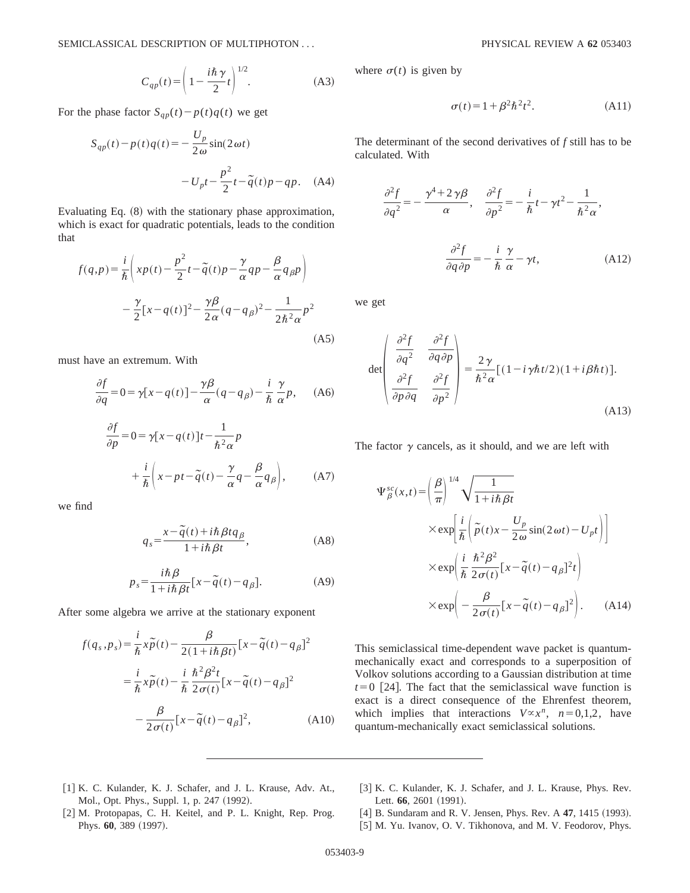$$C_{qp}(t)=\left(1-\frac{i\hbar\gamma}{2}t\right)^{1/2}. \tag{A3}$$

For the phase factor $S_{qp}(t)-p(t)q(t)$ we get

$$S_{qp}(t)-p(t)q(t)=-\frac{U_p}{2\omega}\sin(2\omega t)-U_pt-\frac{p^2}{2}t-\tilde{q}(t)p-qp. \tag{A4}$$

Evaluating Eq. (8) with the stationary phase approximation, which is exact for quadratic potentials, leads to the condition that

$$f(q,p)=\frac{i}{\hbar}\left(xp(t)-\frac{p^2}{2}t-\tilde{q}(t)p-\frac{\gamma}{\alpha}qp-\frac{\beta}{\alpha}q_\beta p\right)-\frac{\gamma}{2}[x-q(t)]^2-\frac{\gamma\beta}{2\alpha}(q-q_\beta)^2-\frac{1}{2\hbar^2\alpha}p^2 \tag{A5}$$

must have an extremum. With

$$\frac{\partial f}{\partial q}=0=\gamma[x-q(t)]-\frac{\gamma\beta}{\alpha}(q-q_\beta)-\frac{i}{\hbar}\frac{\gamma}{\alpha}p, \tag{A6}$$

$$\frac{\partial f}{\partial p}=0=\gamma[x-q(t)]t-\frac{1}{\hbar^2\alpha}p+\frac{i}{\hbar}\left(x-pt-\tilde{q}(t)-\frac{\gamma}{\alpha}q-\frac{\beta}{\alpha}q_\beta\right), \tag{A7}$$

we find

$$q_s=\frac{x-\tilde{q}(t)+i\hbar\beta tq_\beta}{1+i\hbar\beta t}, \tag{A8}$$

$$p_s=\frac{i\hbar\beta}{1+i\hbar\beta t}[x-\tilde{q}(t)-q_\beta]. \tag{A9}$$

After some algebra we arrive at the stationary exponent

$$\begin{aligned}f(q_s,p_s)&=\frac{i}{\hbar}x\tilde{p}(t)-\frac{\beta}{2(1+i\hbar\beta t)}[x-\tilde{q}(t)-q_\beta]^2\\&=\frac{i}{\hbar}x\tilde{p}(t)-\frac{i}{\hbar}\frac{\hbar^2\beta^2t}{2\sigma(t)}[x-\tilde{q}(t)-q_\beta]^2-\frac{\beta}{2\sigma(t)}[x-\tilde{q}(t)-q_\beta]^2,\end{aligned} \tag{A10}$$

where $\sigma(t)$ is given by

$$\sigma(t)=1+\beta^2\hbar^2t^2. \tag{A11}$$

The determinant of the second derivatives of $f$ still has to be calculated. With

$$\frac{\partial^2 f}{\partial q^2}=-\frac{\gamma^4+2\gamma\beta}{\alpha},\quad \frac{\partial^2 f}{\partial p^2}=-\frac{i}{\hbar}t-\gamma t^2-\frac{1}{\hbar^2\alpha},$$

$$\frac{\partial^2 f}{\partial q\partial p}=-\frac{i}{\hbar}\frac{\gamma}{\alpha}-\gamma t, \tag{A12}$$

we get

$$\det\begin{pmatrix}\frac{\partial^2 f}{\partial q^2} & \frac{\partial^2 f}{\partial q\partial p}\\ \frac{\partial^2 f}{\partial p\partial q} & \frac{\partial^2 f}{\partial p^2}\end{pmatrix}=\frac{2\gamma}{\hbar^2\alpha}[(1-i\gamma\hbar t/2)(1+i\beta\hbar t)]. \tag{A13}$$

The factor $\gamma$ cancels, as it should, and we are left with

$$\begin{aligned}\Psi_\beta^{sc}(x,t)=&\left(\frac{\beta}{\pi}\right)^{1/4}\sqrt{\frac{1}{1+i\hbar\beta t}}\\&\times\exp\left[\frac{i}{\hbar}\left(\tilde{p}(t)x-\frac{U_p}{2\omega}\sin(2\omega t)-U_pt\right)\right]\\&\times\exp\left(\frac{i}{\hbar}\frac{\hbar^2\beta^2}{2\sigma(t)}[x-\tilde{q}(t)-q_\beta]^2t\right)\\&\times\exp\left(-\frac{\beta}{2\sigma(t)}[x-\tilde{q}(t)-q_\beta]^2\right).\end{aligned} \tag{A14}$$

This semiclassical time-dependent wave packet is quantum-mechanically exact and corresponds to a superposition of Volkov solutions according to a Gaussian distribution at time $t=0$ [24]. The fact that the semiclassical wave function is exact is a direct consequence of the Ehrenfest theorem, which implies that interactions $V\propto x^n$, $n=0,1,2$, have quantum-mechanically exact semiclassical solutions.

---

[1] K. C. Kulander, K. J. Schafer, and J. L. Krause, Adv. At., Mol., Opt. Phys., Suppl. 1, p. 247 (1992).

[2] M. Protopapas, C. H. Keitel, and P. L. Knight, Rep. Prog. Phys. **60**, 389 (1997).

[3] K. C. Kulander, K. J. Schafer, and J. L. Krause, Phys. Rev. Lett. **66**, 2601 (1991).

[4] B. Sundaram and R. V. Jensen, Phys. Rev. A **47**, 1415 (1993).

[5] M. Yu. Ivanov, O. V. Tikhonova, and M. V. Feodorov, Phys.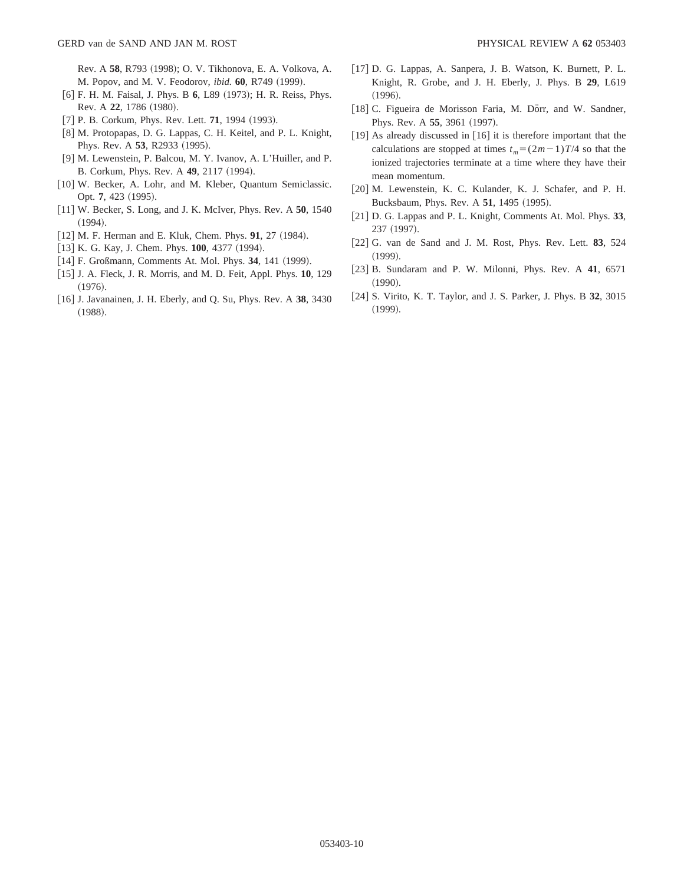Rev. A **58**, R793 (1998); O. V. Tikhonova, E. A. Volkova, A. M. Popov, and M. V. Feodorov, *ibid.* **60**, R749 (1999).

[6] F. H. M. Faisal, J. Phys. B **6**, L89 (1973); H. R. Reiss, Phys. Rev. A **22**, 1786 (1980).

[7] P. B. Corkum, Phys. Rev. Lett. **71**, 1994 (1993).

[8] M. Protopapas, D. G. Lappas, C. H. Keitel, and P. L. Knight, Phys. Rev. A **53**, R2933 (1995).

[9] M. Lewenstein, P. Balcou, M. Y. Ivanov, A. L'Huiller, and P. B. Corkum, Phys. Rev. A **49**, 2117 (1994).

[10] W. Becker, A. Lohr, and M. Kleber, Quantum Semiclassic. Opt. **7**, 423 (1995).

[11] W. Becker, S. Long, and J. K. McIver, Phys. Rev. A **50**, 1540 (1994).

[12] M. F. Herman and E. Kluk, Chem. Phys. **91**, 27 (1984).

[13] K. G. Kay, J. Chem. Phys. **100**, 4377 (1994).

[14] F. Großmann, Comments At. Mol. Phys. **34**, 141 (1999).

[15] J. A. Fleck, J. R. Morris, and M. D. Feit, Appl. Phys. **10**, 129 (1976).

[16] J. Javanainen, J. H. Eberly, and Q. Su, Phys. Rev. A **38**, 3430 (1988).

[17] D. G. Lappas, A. Sanpera, J. B. Watson, K. Burnett, P. L. Knight, R. Grobe, and J. H. Eberly, J. Phys. B **29**, L619 (1996).

[18] C. Figueira de Morisson Faria, M. Dörr, and W. Sandner, Phys. Rev. A **55**, 3961 (1997).

[19] As already discussed in [16] it is therefore important that the calculations are stopped at times $t_m=(2m-1)T/4$ so that the ionized trajectories terminate at a time where they have their mean momentum.

[20] M. Lewenstein, K. C. Kulander, K. J. Schafer, and P. H. Bucksbaum, Phys. Rev. A **51**, 1495 (1995).

[21] D. G. Lappas and P. L. Knight, Comments At. Mol. Phys. **33**, 237 (1997).

[22] G. van de Sand and J. M. Rost, Phys. Rev. Lett. **83**, 524 (1999).

[23] B. Sundaram and P. W. Milonni, Phys. Rev. A **41**, 6571 (1990).

[24] S. Virito, K. T. Taylor, and J. S. Parker, J. Phys. B **32**, 3015 (1999).